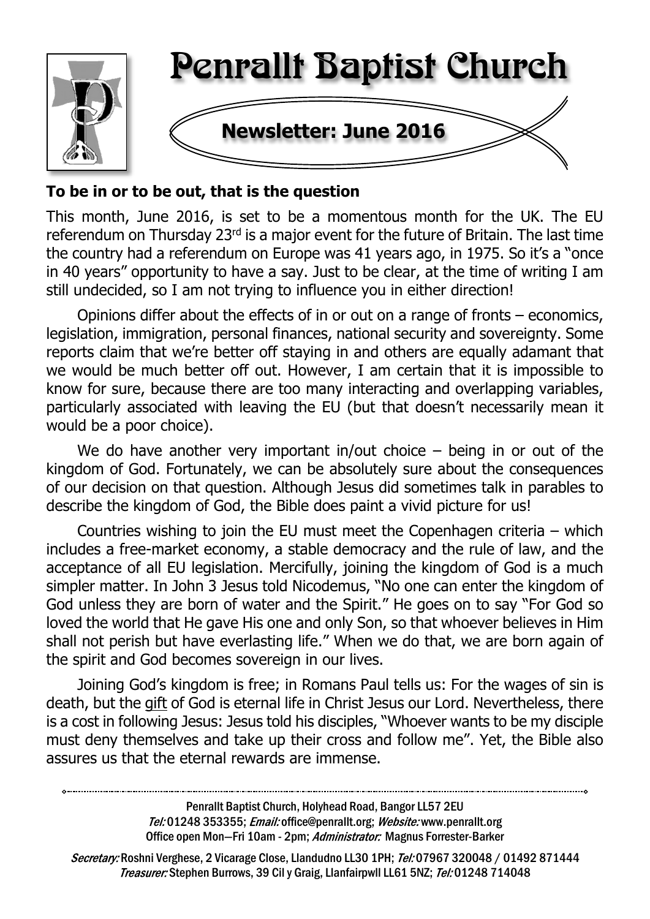# Penrallt Baptist Church

## Newsletter: June 2016

**To be in or to be out, that is the question**

This month, June 2016, is set to be a momentous month for the UK. The EU referendum on Thursday 23rd is a major event for the future of Britain. The last time the country had a referendum on Europe was 41 years ago, in 1975. So it's a "once in 40 years" opportunity to have a say. Just to be clear, at the time of writing I am still undecided, so I am not trying to influence you in either direction!

Opinions differ about the effects of in or out on a range of fronts – economics, legislation, immigration, personal finances, national security and sovereignty. Some reports claim that we're better off staying in and others are equally adamant that we would be much better off out. However, I am certain that it is impossible to know for sure, because there are too many interacting and overlapping variables, particularly associated with leaving the EU (but that doesn't necessarily mean it would be a poor choice).

We do have another very important in/out choice – being in or out of the kingdom of God. Fortunately, we can be absolutely sure about the consequences of our decision on that question. Although Jesus did sometimes talk in parables to describe the kingdom of God, the Bible does paint a vivid picture for us!

Countries wishing to join the EU must meet the Copenhagen criteria – which includes a free-market economy, a stable democracy and the rule of law, and the acceptance of all EU legislation. Mercifully, joining the kingdom of God is a much simpler matter. In John 3 Jesus told Nicodemus, "No one can enter the kingdom of God unless they are born of water and the Spirit." He goes on to say "For God so loved the world that He gave His one and only Son, so that whoever believes in Him shall not perish but have everlasting life." When we do that, we are born again of the spirit and God becomes sovereign in our lives.

Joining God's kingdom is free; in Romans Paul tells us: For the wages of sin is death, but the gift of God is eternal life in Christ Jesus our Lord. Nevertheless, there is a cost in following Jesus: Jesus told his disciples, "Whoever wants to be my disciple must deny themselves and take up their cross and follow me". Yet, the Bible also assures us that the eternal rewards are immense.

---

Penrallt Baptist Church, Holyhead Road, Bangor LL57 2EU
*Tel:* 01248 353355; *Email:* office@penrallt.org; *Website:* www.penrallt.org
Office open Mon–Fri 10am - 2pm; *Administrator:* Magnus Forrester-Barker

*Secretary:* Roshni Verghese, 2 Vicarage Close, Llandudno LL30 1PH; *Tel:* 07967 320048 / 01492 871444
*Treasurer:* Stephen Burrows, 39 Cil y Graig, Llanfairpwll LL61 5NZ; *Tel:* 01248 714048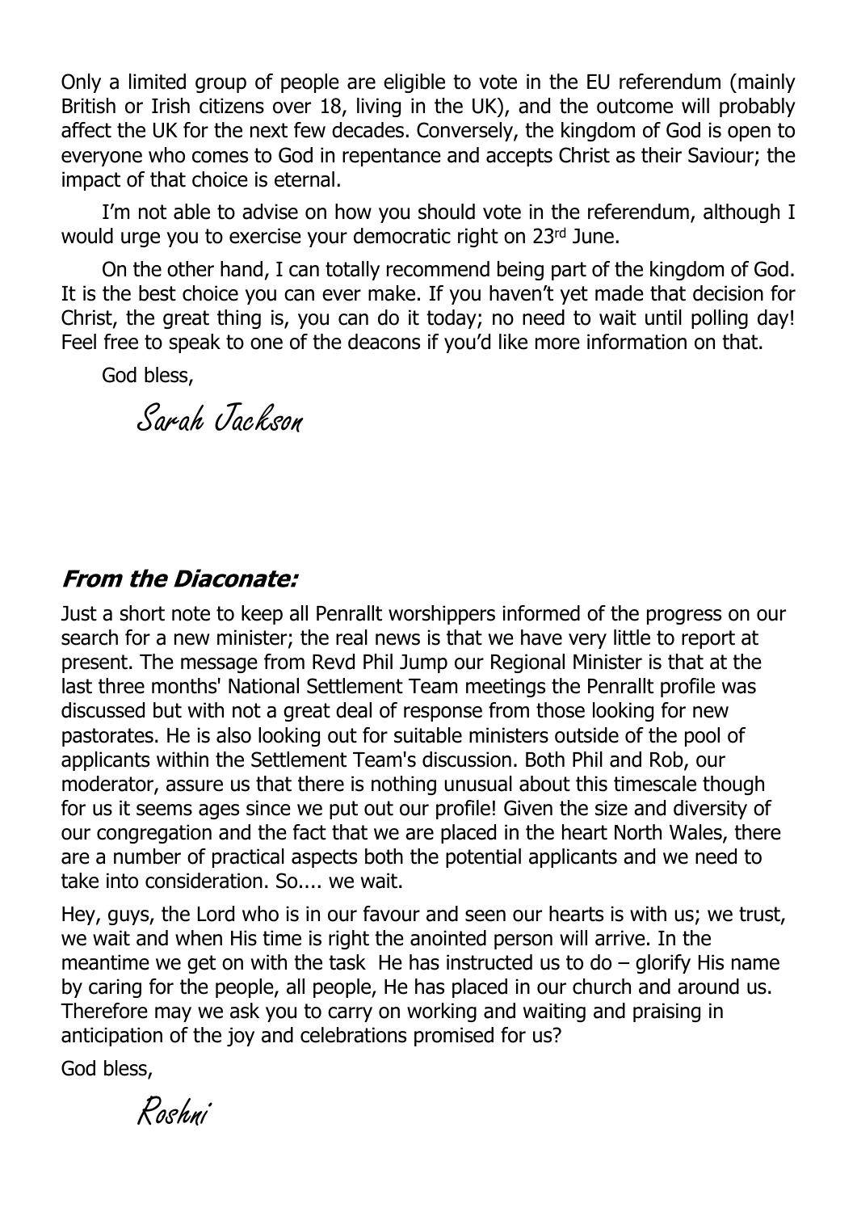Only a limited group of people are eligible to vote in the EU referendum (mainly British or Irish citizens over 18, living in the UK), and the outcome will probably affect the UK for the next few decades. Conversely, the kingdom of God is open to everyone who comes to God in repentance and accepts Christ as their Saviour; the impact of that choice is eternal.

I'm not able to advise on how you should vote in the referendum, although I would urge you to exercise your democratic right on 23rd June.

On the other hand, I can totally recommend being part of the kingdom of God. It is the best choice you can ever make. If you haven't yet made that decision for Christ, the great thing is, you can do it today; no need to wait until polling day! Feel free to speak to one of the deacons if you'd like more information on that.

God bless,

*Sarah Jackson*

## *From the Diaconate:*

Just a short note to keep all Penrallt worshippers informed of the progress on our search for a new minister; the real news is that we have very little to report at present. The message from Revd Phil Jump our Regional Minister is that at the last three months' National Settlement Team meetings the Penrallt profile was discussed but with not a great deal of response from those looking for new pastorates. He is also looking out for suitable ministers outside of the pool of applicants within the Settlement Team's discussion. Both Phil and Rob, our moderator, assure us that there is nothing unusual about this timescale though for us it seems ages since we put out our profile! Given the size and diversity of our congregation and the fact that we are placed in the heart North Wales, there are a number of practical aspects both the potential applicants and we need to take into consideration. So.... we wait.

Hey, guys, the Lord who is in our favour and seen our hearts is with us; we trust, we wait and when His time is right the anointed person will arrive. In the meantime we get on with the task He has instructed us to do – glorify His name by caring for the people, all people, He has placed in our church and around us. Therefore may we ask you to carry on working and waiting and praising in anticipation of the joy and celebrations promised for us?

God bless,

*Roshni*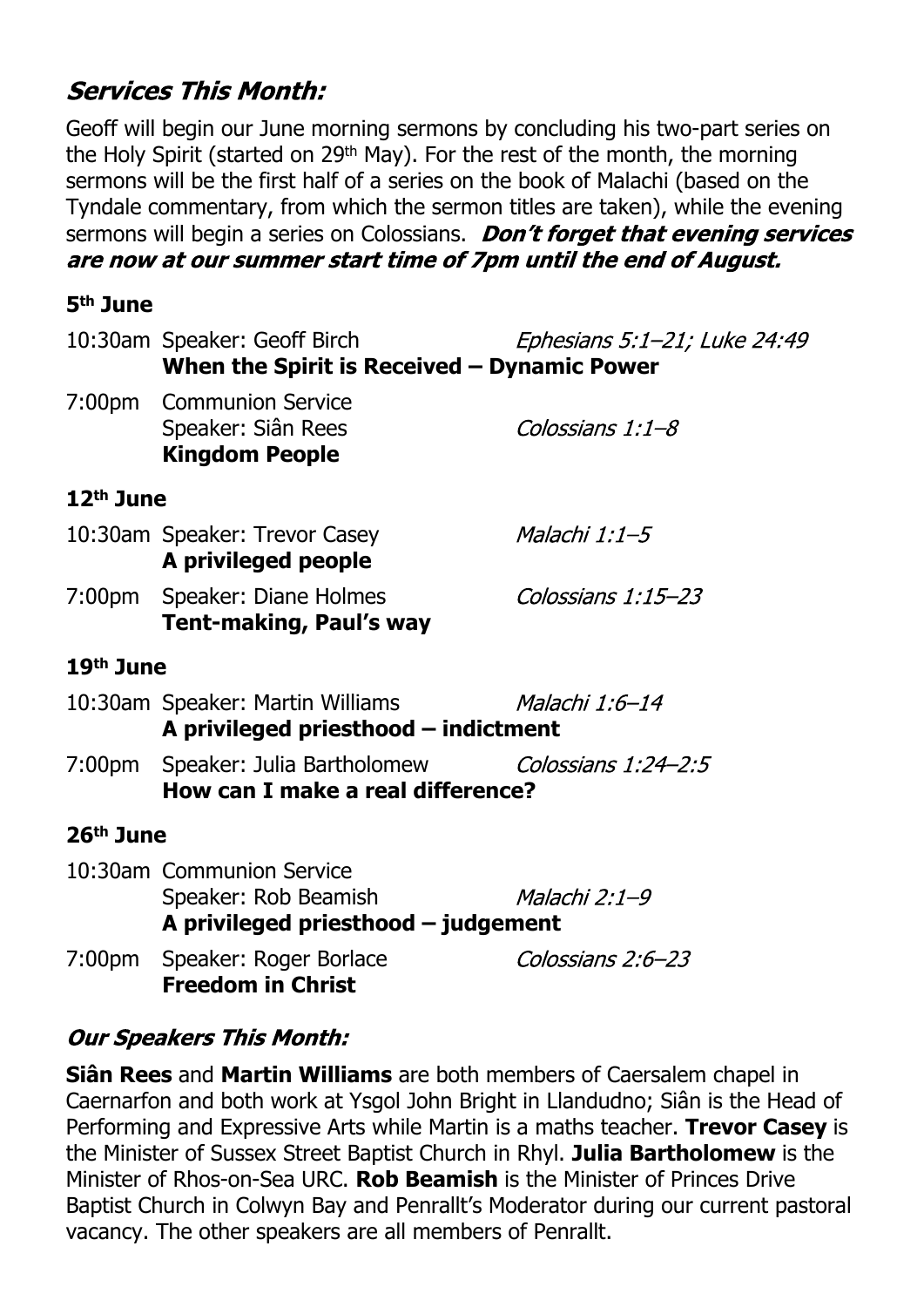## *Services This Month:*

Geoff will begin our June morning sermons by concluding his two-part series on the Holy Spirit (started on 29th May). For the rest of the month, the morning sermons will be the first half of a series on the book of Malachi (based on the Tyndale commentary, from which the sermon titles are taken), while the evening sermons will begin a series on Colossians. ***Don't forget that evening services are now at our summer start time of 7pm until the end of August.***

### 5th June

10:30am Speaker: Geoff Birch — *Ephesians 5:1–21; Luke 24:49*
**When the Spirit is Received – Dynamic Power**

7:00pm Communion Service
Speaker: Siân Rees — *Colossians 1:1–8*
**Kingdom People**

### 12th June

10:30am Speaker: Trevor Casey — *Malachi 1:1–5*
**A privileged people**

7:00pm Speaker: Diane Holmes — *Colossians 1:15–23*
**Tent-making, Paul's way**

### 19th June

10:30am Speaker: Martin Williams — *Malachi 1:6–14*
**A privileged priesthood – indictment**

7:00pm Speaker: Julia Bartholomew — *Colossians 1:24–2:5*
**How can I make a real difference?**

### 26th June

10:30am Communion Service
Speaker: Rob Beamish — *Malachi 2:1–9*
**A privileged priesthood – judgement**

7:00pm Speaker: Roger Borlace — *Colossians 2:6–23*
**Freedom in Christ**

## *Our Speakers This Month:*

**Siân Rees** and **Martin Williams** are both members of Caersalem chapel in Caernarfon and both work at Ysgol John Bright in Llandudno; Siân is the Head of Performing and Expressive Arts while Martin is a maths teacher. **Trevor Casey** is the Minister of Sussex Street Baptist Church in Rhyl. **Julia Bartholomew** is the Minister of Rhos-on-Sea URC. **Rob Beamish** is the Minister of Princes Drive Baptist Church in Colwyn Bay and Penrallt's Moderator during our current pastoral vacancy. The other speakers are all members of Penrallt.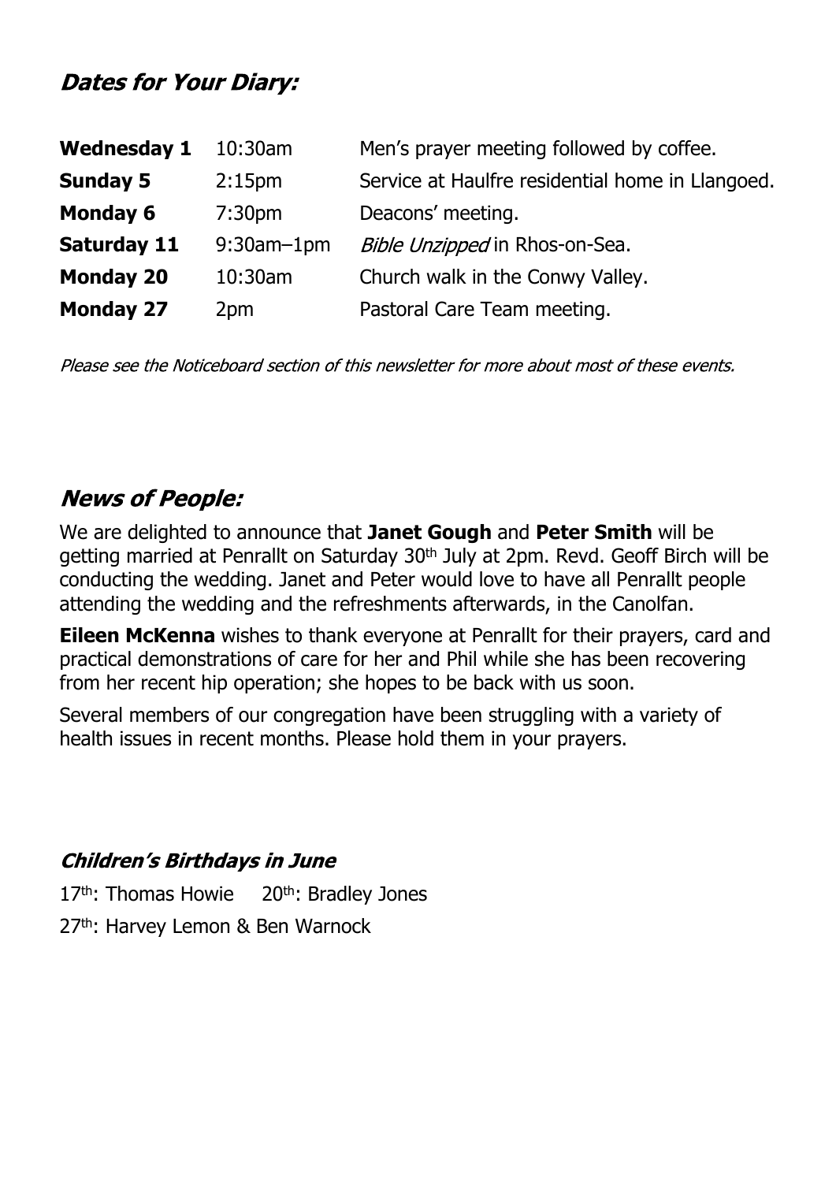## *Dates for Your Diary:*

| | | |
|---|---|---|
| **Wednesday 1** | 10:30am | Men's prayer meeting followed by coffee. |
| **Sunday 5** | 2:15pm | Service at Haulfre residential home in Llangoed. |
| **Monday 6** | 7:30pm | Deacons' meeting. |
| **Saturday 11** | 9:30am–1pm | *Bible Unzipped* in Rhos-on-Sea. |
| **Monday 20** | 10:30am | Church walk in the Conwy Valley. |
| **Monday 27** | 2pm | Pastoral Care Team meeting. |

*Please see the Noticeboard section of this newsletter for more about most of these events.*

## *News of People:*

We are delighted to announce that **Janet Gough** and **Peter Smith** will be getting married at Penrallt on Saturday 30th July at 2pm. Revd. Geoff Birch will be conducting the wedding. Janet and Peter would love to have all Penrallt people attending the wedding and the refreshments afterwards, in the Canolfan.

**Eileen McKenna** wishes to thank everyone at Penrallt for their prayers, card and practical demonstrations of care for her and Phil while she has been recovering from her recent hip operation; she hopes to be back with us soon.

Several members of our congregation have been struggling with a variety of health issues in recent months. Please hold them in your prayers.

### *Children's Birthdays in June*

17th: Thomas Howie 20th: Bradley Jones

27th: Harvey Lemon & Ben Warnock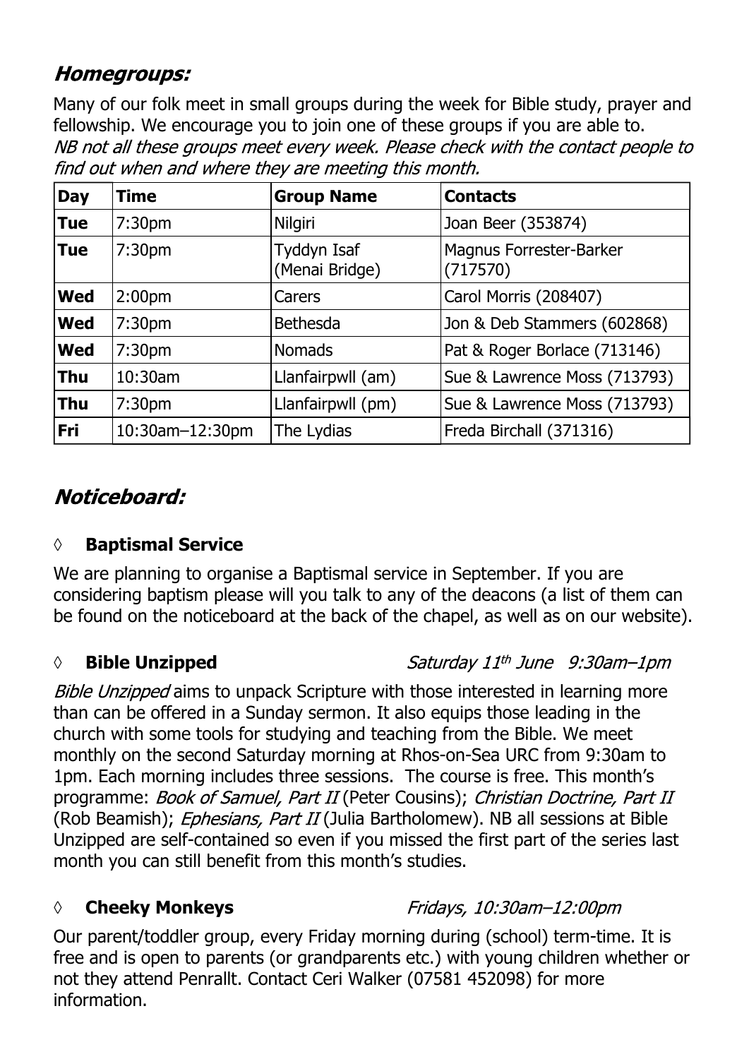## *Homegroups:*

Many of our folk meet in small groups during the week for Bible study, prayer and fellowship. We encourage you to join one of these groups if you are able to.
*NB not all these groups meet every week. Please check with the contact people to find out when and where they are meeting this month.*

| Day | Time | Group Name | Contacts |
| --- | --- | --- | --- |
| **Tue** | 7:30pm | Nilgiri | Joan Beer (353874) |
| **Tue** | 7:30pm | Tyddyn Isaf (Menai Bridge) | Magnus Forrester-Barker (717570) |
| **Wed** | 2:00pm | Carers | Carol Morris (208407) |
| **Wed** | 7:30pm | Bethesda | Jon & Deb Stammers (602868) |
| **Wed** | 7:30pm | Nomads | Pat & Roger Borlace (713146) |
| **Thu** | 10:30am | Llanfairpwll (am) | Sue & Lawrence Moss (713793) |
| **Thu** | 7:30pm | Llanfairpwll (pm) | Sue & Lawrence Moss (713793) |
| **Fri** | 10:30am–12:30pm | The Lydias | Freda Birchall (371316) |

## *Noticeboard:*

◊ **Baptismal Service**

We are planning to organise a Baptismal service in September. If you are considering baptism please will you talk to any of the deacons (a list of them can be found on the noticeboard at the back of the chapel, as well as on our website).

◊ **Bible Unzipped** *Saturday 11th June 9:30am–1pm*

*Bible Unzipped* aims to unpack Scripture with those interested in learning more than can be offered in a Sunday sermon. It also equips those leading in the church with some tools for studying and teaching from the Bible. We meet monthly on the second Saturday morning at Rhos-on-Sea URC from 9:30am to 1pm. Each morning includes three sessions. The course is free. This month's programme: *Book of Samuel, Part II* (Peter Cousins); *Christian Doctrine, Part II* (Rob Beamish); *Ephesians, Part II* (Julia Bartholomew). NB all sessions at Bible Unzipped are self-contained so even if you missed the first part of the series last month you can still benefit from this month's studies.

◊ **Cheeky Monkeys** *Fridays, 10:30am–12:00pm*

Our parent/toddler group, every Friday morning during (school) term-time. It is free and is open to parents (or grandparents etc.) with young children whether or not they attend Penrallt. Contact Ceri Walker (07581 452098) for more information.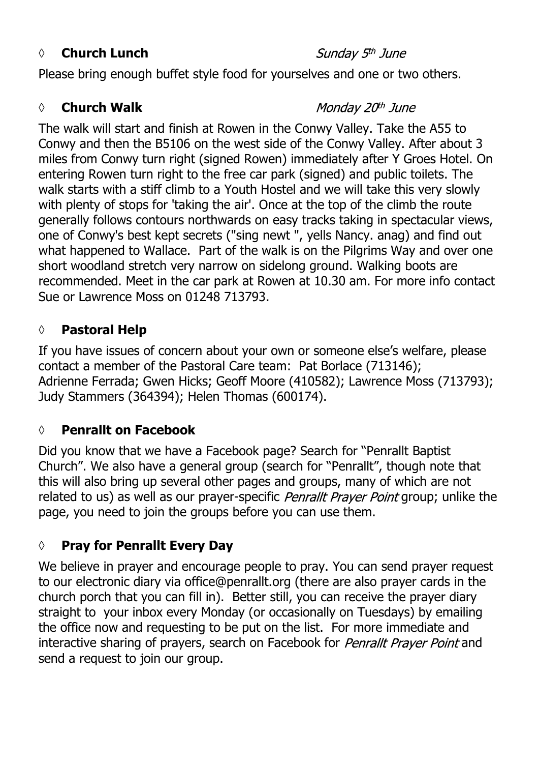### ◊ **Church Lunch** *Sunday 5th June*

Please bring enough buffet style food for yourselves and one or two others.

### ◊ **Church Walk** *Monday 20th June*

The walk will start and finish at Rowen in the Conwy Valley. Take the A55 to Conwy and then the B5106 on the west side of the Conwy Valley. After about 3 miles from Conwy turn right (signed Rowen) immediately after Y Groes Hotel. On entering Rowen turn right to the free car park (signed) and public toilets. The walk starts with a stiff climb to a Youth Hostel and we will take this very slowly with plenty of stops for 'taking the air'. Once at the top of the climb the route generally follows contours northwards on easy tracks taking in spectacular views, one of Conwy's best kept secrets ("sing newt ", yells Nancy. anag) and find out what happened to Wallace. Part of the walk is on the Pilgrims Way and over one short woodland stretch very narrow on sidelong ground. Walking boots are recommended. Meet in the car park at Rowen at 10.30 am. For more info contact Sue or Lawrence Moss on 01248 713793.

### ◊ **Pastoral Help**

If you have issues of concern about your own or someone else's welfare, please contact a member of the Pastoral Care team: Pat Borlace (713146); Adrienne Ferrada; Gwen Hicks; Geoff Moore (410582); Lawrence Moss (713793); Judy Stammers (364394); Helen Thomas (600174).

### ◊ **Penrallt on Facebook**

Did you know that we have a Facebook page? Search for "Penrallt Baptist Church". We also have a general group (search for "Penrallt", though note that this will also bring up several other pages and groups, many of which are not related to us) as well as our prayer-specific *Penrallt Prayer Point* group; unlike the page, you need to join the groups before you can use them.

### ◊ **Pray for Penrallt Every Day**

We believe in prayer and encourage people to pray. You can send prayer request to our electronic diary via office@penrallt.org (there are also prayer cards in the church porch that you can fill in). Better still, you can receive the prayer diary straight to your inbox every Monday (or occasionally on Tuesdays) by emailing the office now and requesting to be put on the list. For more immediate and interactive sharing of prayers, search on Facebook for *Penrallt Prayer Point* and send a request to join our group.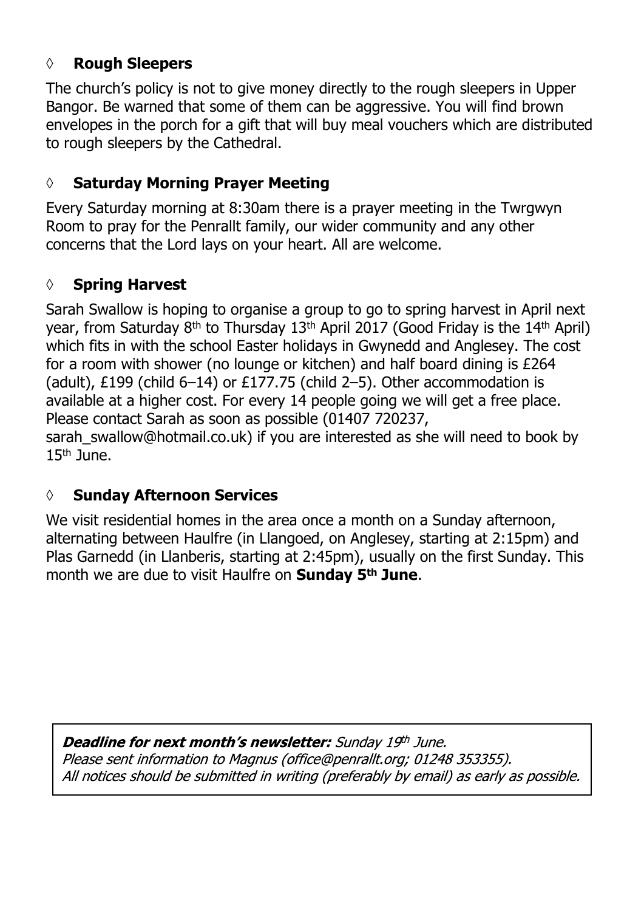## ◊ Rough Sleepers

The church's policy is not to give money directly to the rough sleepers in Upper Bangor. Be warned that some of them can be aggressive. You will find brown envelopes in the porch for a gift that will buy meal vouchers which are distributed to rough sleepers by the Cathedral.

## ◊ Saturday Morning Prayer Meeting

Every Saturday morning at 8:30am there is a prayer meeting in the Twrgwyn Room to pray for the Penrallt family, our wider community and any other concerns that the Lord lays on your heart. All are welcome.

## ◊ Spring Harvest

Sarah Swallow is hoping to organise a group to go to spring harvest in April next year, from Saturday 8th to Thursday 13th April 2017 (Good Friday is the 14th April) which fits in with the school Easter holidays in Gwynedd and Anglesey. The cost for a room with shower (no lounge or kitchen) and half board dining is £264 (adult), £199 (child 6–14) or £177.75 (child 2–5). Other accommodation is available at a higher cost. For every 14 people going we will get a free place. Please contact Sarah as soon as possible (01407 720237, sarah_swallow@hotmail.co.uk) if you are interested as she will need to book by 15th June.

## ◊ Sunday Afternoon Services

We visit residential homes in the area once a month on a Sunday afternoon, alternating between Haulfre (in Llangoed, on Anglesey, starting at 2:15pm) and Plas Garnedd (in Llanberis, starting at 2:45pm), usually on the first Sunday. This month we are due to visit Haulfre on **Sunday 5th June**.

***Deadline for next month's newsletter:*** *Sunday 19th June.*
*Please sent information to Magnus (office@penrallt.org; 01248 353355).*
*All notices should be submitted in writing (preferably by email) as early as possible.*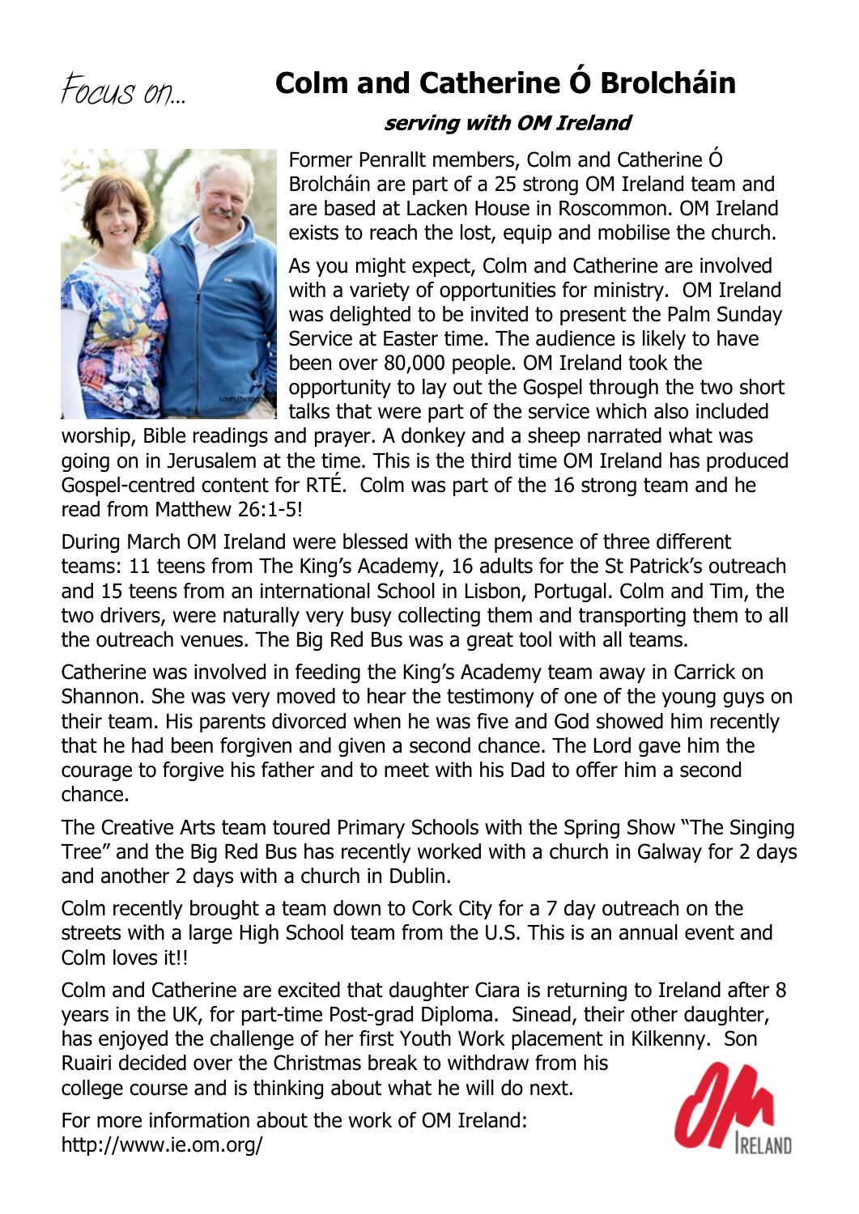*Focus on...*

# Colm and Catherine Ó Brolcháin

***serving with OM Ireland***

Former Penrallt members, Colm and Catherine Ó Brolcháin are part of a 25 strong OM Ireland team and are based at Lacken House in Roscommon. OM Ireland exists to reach the lost, equip and mobilise the church.

As you might expect, Colm and Catherine are involved with a variety of opportunities for ministry. OM Ireland was delighted to be invited to present the Palm Sunday Service at Easter time. The audience is likely to have been over 80,000 people. OM Ireland took the opportunity to lay out the Gospel through the two short talks that were part of the service which also included worship, Bible readings and prayer. A donkey and a sheep narrated what was going on in Jerusalem at the time. This is the third time OM Ireland has produced Gospel-centred content for RTÉ. Colm was part of the 16 strong team and he read from Matthew 26:1-5!

During March OM Ireland were blessed with the presence of three different teams: 11 teens from The King's Academy, 16 adults for the St Patrick's outreach and 15 teens from an international School in Lisbon, Portugal. Colm and Tim, the two drivers, were naturally very busy collecting them and transporting them to all the outreach venues. The Big Red Bus was a great tool with all teams.

Catherine was involved in feeding the King's Academy team away in Carrick on Shannon. She was very moved to hear the testimony of one of the young guys on their team. His parents divorced when he was five and God showed him recently that he had been forgiven and given a second chance. The Lord gave him the courage to forgive his father and to meet with his Dad to offer him a second chance.

The Creative Arts team toured Primary Schools with the Spring Show "The Singing Tree" and the Big Red Bus has recently worked with a church in Galway for 2 days and another 2 days with a church in Dublin.

Colm recently brought a team down to Cork City for a 7 day outreach on the streets with a large High School team from the U.S. This is an annual event and Colm loves it!!

Colm and Catherine are excited that daughter Ciara is returning to Ireland after 8 years in the UK, for part-time Post-grad Diploma. Sinead, their other daughter, has enjoyed the challenge of her first Youth Work placement in Kilkenny. Son Ruairi decided over the Christmas break to withdraw from his college course and is thinking about what he will do next.

For more information about the work of OM Ireland: http://www.ie.om.org/